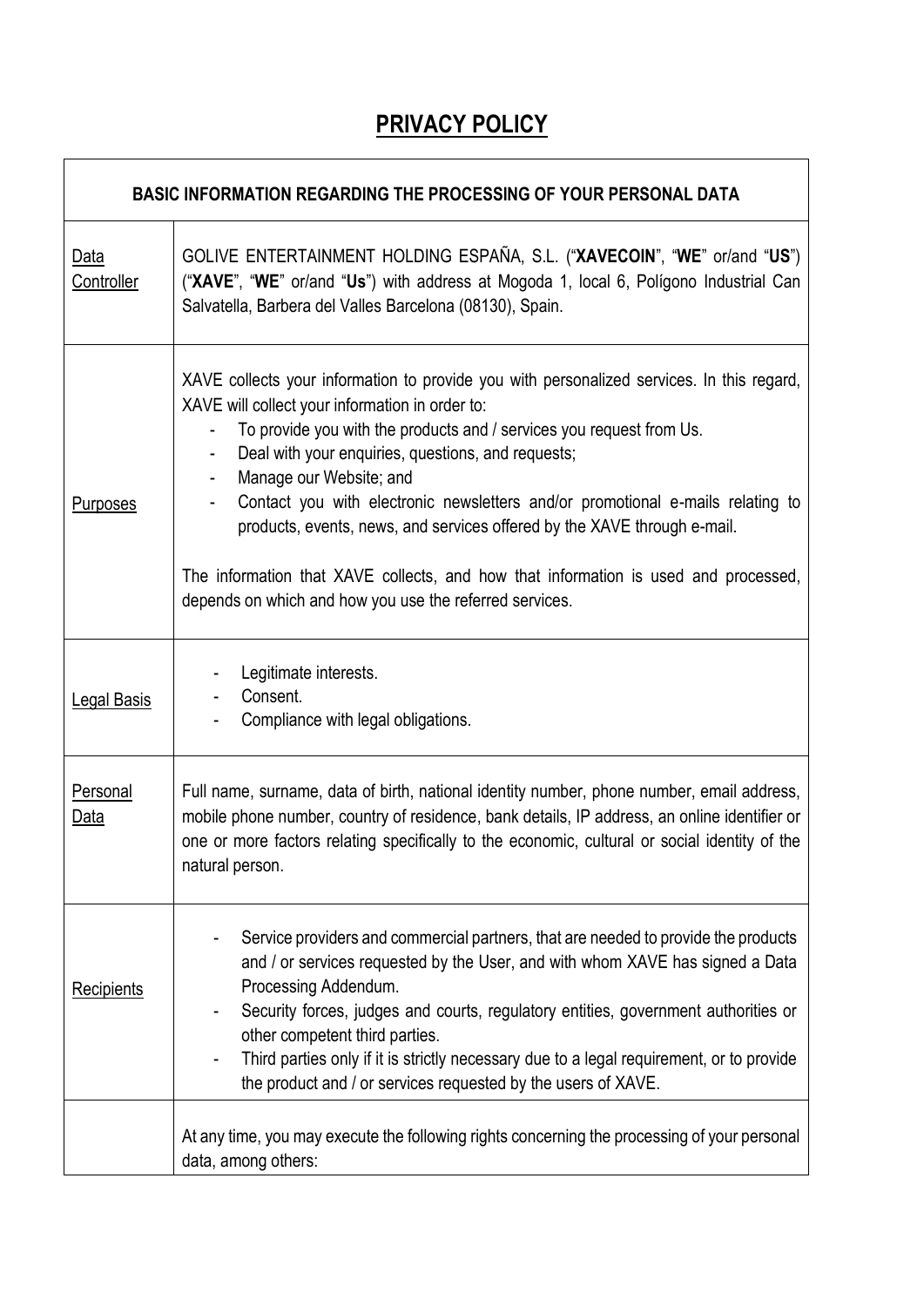# PRIVACY POLICY

| BASIC INFORMATION REGARDING THE PROCESSING OF YOUR PERSONAL DATA | |
|---|---|
| Data Controller | GOLIVE ENTERTAINMENT HOLDING ESPAÑA, S.L. ("**XAVECOIN**", "**WE**" or/and "**US**") ("**XAVE**", "**WE**" or/and "**Us**") with address at Mogoda 1, local 6, Polígono Industrial Can Salvatella, Barbera del Valles Barcelona (08130), Spain. |
| Purposes | XAVE collects your information to provide you with personalized services. In this regard, XAVE will collect your information in order to:<br>- To provide you with the products and / services you request from Us.<br>- Deal with your enquiries, questions, and requests;<br>- Manage our Website; and<br>- Contact you with electronic newsletters and/or promotional e-mails relating to products, events, news, and services offered by the XAVE through e-mail.<br><br>The information that XAVE collects, and how that information is used and processed, depends on which and how you use the referred services. |
| Legal Basis | - Legitimate interests.<br>- Consent.<br>- Compliance with legal obligations. |
| Personal Data | Full name, surname, data of birth, national identity number, phone number, email address, mobile phone number, country of residence, bank details, IP address, an online identifier or one or more factors relating specifically to the economic, cultural or social identity of the natural person. |
| Recipients | - Service providers and commercial partners, that are needed to provide the products and / or services requested by the User, and with whom XAVE has signed a Data Processing Addendum.<br>- Security forces, judges and courts, regulatory entities, government authorities or other competent third parties.<br>- Third parties only if it is strictly necessary due to a legal requirement, or to provide the product and / or services requested by the users of XAVE. |
| | At any time, you may execute the following rights concerning the processing of your personal data, among others: |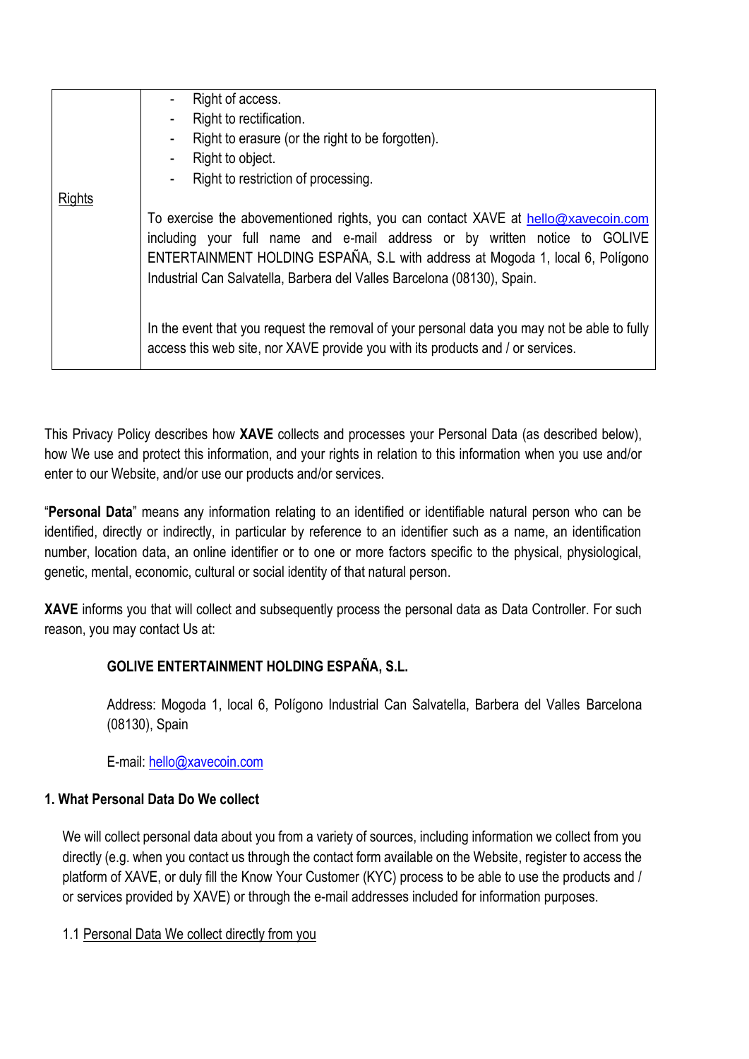| Rights | - Right of access.<br>- Right to rectification.<br>- Right to erasure (or the right to be forgotten).<br>- Right to object.<br>- Right to restriction of processing.<br><br>To exercise the abovementioned rights, you can contact XAVE at hello@xavecoin.com including your full name and e-mail address or by written notice to GOLIVE ENTERTAINMENT HOLDING ESPAÑA, S.L with address at Mogoda 1, local 6, Polígono Industrial Can Salvatella, Barbera del Valles Barcelona (08130), Spain.<br><br>In the event that you request the removal of your personal data you may not be able to fully access this web site, nor XAVE provide you with its products and / or services. |
| --- | --- |

This Privacy Policy describes how **XAVE** collects and processes your Personal Data (as described below), how We use and protect this information, and your rights in relation to this information when you use and/or enter to our Website, and/or use our products and/or services.

"**Personal Data**" means any information relating to an identified or identifiable natural person who can be identified, directly or indirectly, in particular by reference to an identifier such as a name, an identification number, location data, an online identifier or to one or more factors specific to the physical, physiological, genetic, mental, economic, cultural or social identity of that natural person.

**XAVE** informs you that will collect and subsequently process the personal data as Data Controller. For such reason, you may contact Us at:

> **GOLIVE ENTERTAINMENT HOLDING ESPAÑA, S.L.**
>
> Address: Mogoda 1, local 6, Polígono Industrial Can Salvatella, Barbera del Valles Barcelona (08130), Spain
>
> E-mail: hello@xavecoin.com

**1. What Personal Data Do We collect**

We will collect personal data about you from a variety of sources, including information we collect from you directly (e.g. when you contact us through the contact form available on the Website, register to access the platform of XAVE, or duly fill the Know Your Customer (KYC) process to be able to use the products and / or services provided by XAVE) or through the e-mail addresses included for information purposes.

1.1 Personal Data We collect directly from you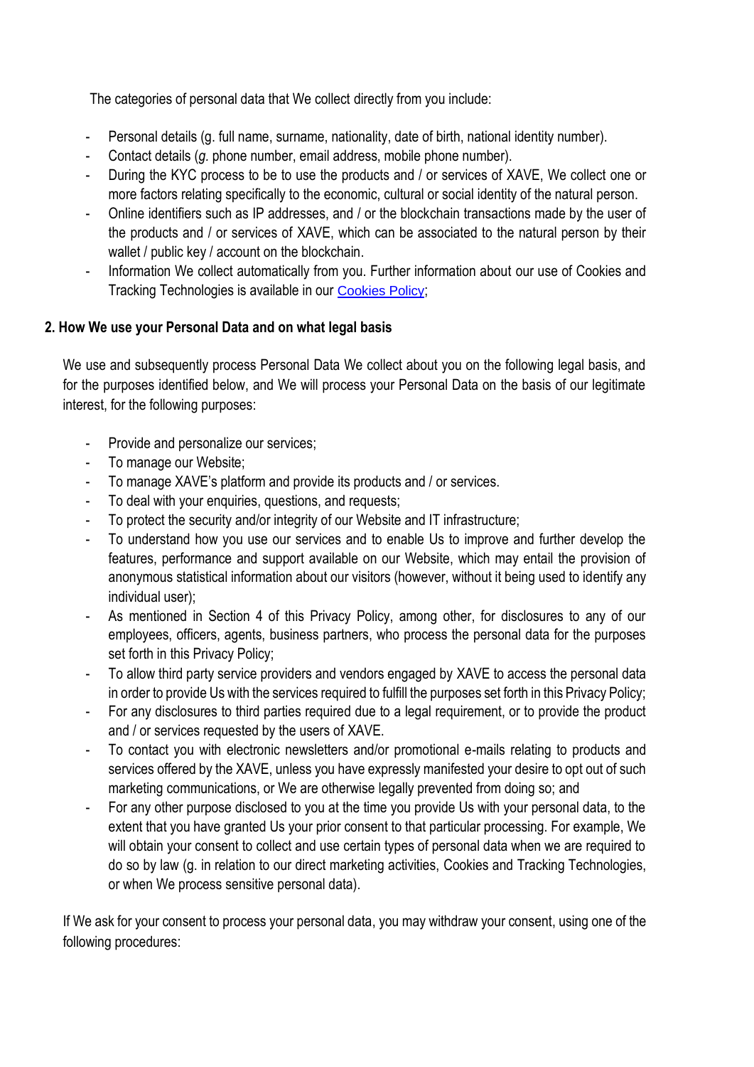The categories of personal data that We collect directly from you include:

- Personal details (g. full name, surname, nationality, date of birth, national identity number).
- Contact details (*g.* phone number, email address, mobile phone number).
- During the KYC process to be to use the products and / or services of XAVE, We collect one or more factors relating specifically to the economic, cultural or social identity of the natural person.
- Online identifiers such as IP addresses, and / or the blockchain transactions made by the user of the products and / or services of XAVE, which can be associated to the natural person by their wallet / public key / account on the blockchain.
- Information We collect automatically from you. Further information about our use of Cookies and Tracking Technologies is available in our Cookies Policy;

## 2. How We use your Personal Data and on what legal basis

We use and subsequently process Personal Data We collect about you on the following legal basis, and for the purposes identified below, and We will process your Personal Data on the basis of our legitimate interest, for the following purposes:

- Provide and personalize our services;
- To manage our Website;
- To manage XAVE's platform and provide its products and / or services.
- To deal with your enquiries, questions, and requests;
- To protect the security and/or integrity of our Website and IT infrastructure;
- To understand how you use our services and to enable Us to improve and further develop the features, performance and support available on our Website, which may entail the provision of anonymous statistical information about our visitors (however, without it being used to identify any individual user);
- As mentioned in Section 4 of this Privacy Policy, among other, for disclosures to any of our employees, officers, agents, business partners, who process the personal data for the purposes set forth in this Privacy Policy;
- To allow third party service providers and vendors engaged by XAVE to access the personal data in order to provide Us with the services required to fulfill the purposes set forth in this Privacy Policy;
- For any disclosures to third parties required due to a legal requirement, or to provide the product and / or services requested by the users of XAVE.
- To contact you with electronic newsletters and/or promotional e-mails relating to products and services offered by the XAVE, unless you have expressly manifested your desire to opt out of such marketing communications, or We are otherwise legally prevented from doing so; and
- For any other purpose disclosed to you at the time you provide Us with your personal data, to the extent that you have granted Us your prior consent to that particular processing. For example, We will obtain your consent to collect and use certain types of personal data when we are required to do so by law (g. in relation to our direct marketing activities, Cookies and Tracking Technologies, or when We process sensitive personal data).

If We ask for your consent to process your personal data, you may withdraw your consent, using one of the following procedures: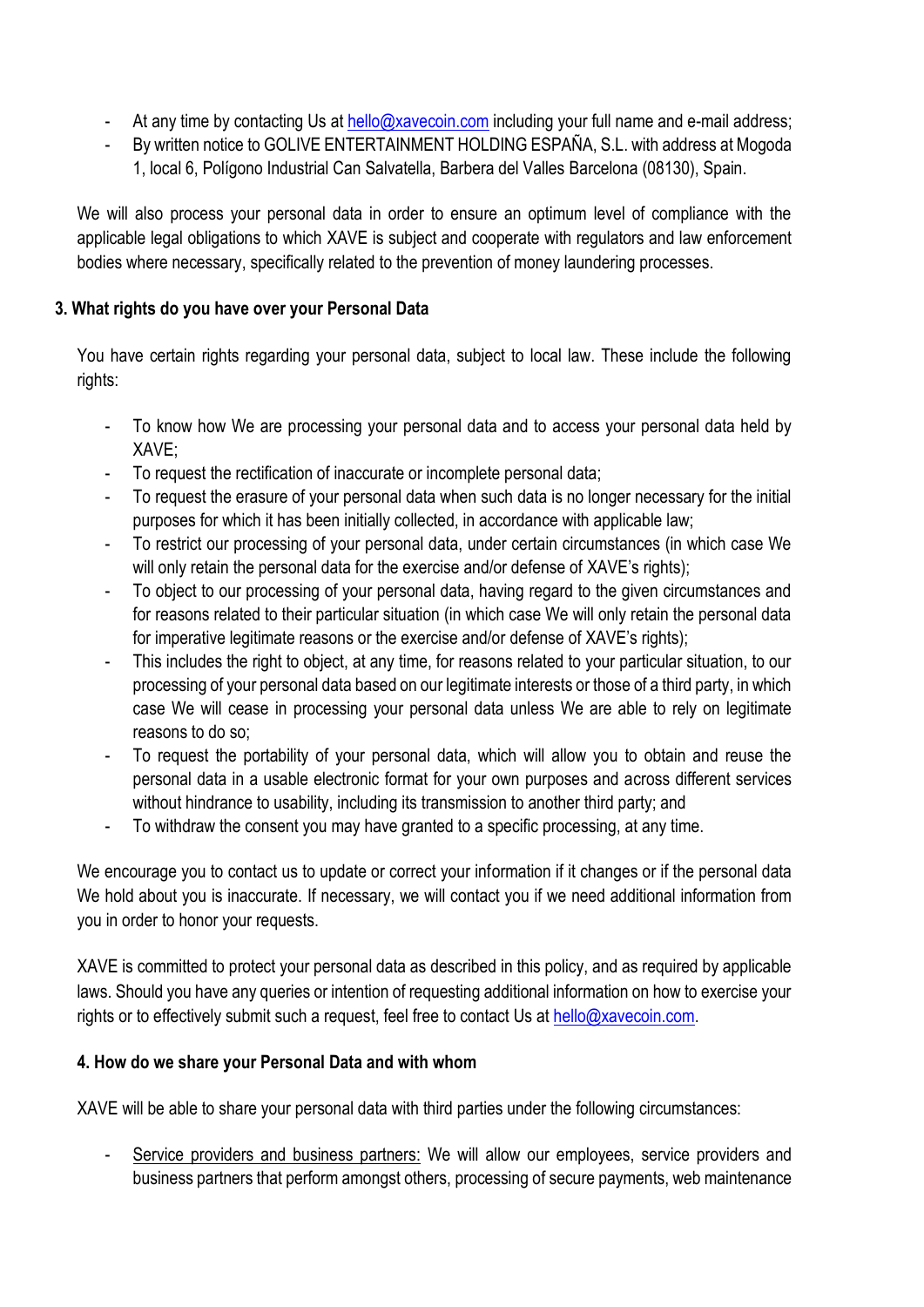- At any time by contacting Us at hello@xavecoin.com including your full name and e-mail address;
- By written notice to GOLIVE ENTERTAINMENT HOLDING ESPAÑA, S.L. with address at Mogoda 1, local 6, Polígono Industrial Can Salvatella, Barbera del Valles Barcelona (08130), Spain.

We will also process your personal data in order to ensure an optimum level of compliance with the applicable legal obligations to which XAVE is subject and cooperate with regulators and law enforcement bodies where necessary, specifically related to the prevention of money laundering processes.

**3. What rights do you have over your Personal Data**

You have certain rights regarding your personal data, subject to local law. These include the following rights:

- To know how We are processing your personal data and to access your personal data held by XAVE;
- To request the rectification of inaccurate or incomplete personal data;
- To request the erasure of your personal data when such data is no longer necessary for the initial purposes for which it has been initially collected, in accordance with applicable law;
- To restrict our processing of your personal data, under certain circumstances (in which case We will only retain the personal data for the exercise and/or defense of XAVE's rights);
- To object to our processing of your personal data, having regard to the given circumstances and for reasons related to their particular situation (in which case We will only retain the personal data for imperative legitimate reasons or the exercise and/or defense of XAVE's rights);
- This includes the right to object, at any time, for reasons related to your particular situation, to our processing of your personal data based on our legitimate interests or those of a third party, in which case We will cease in processing your personal data unless We are able to rely on legitimate reasons to do so;
- To request the portability of your personal data, which will allow you to obtain and reuse the personal data in a usable electronic format for your own purposes and across different services without hindrance to usability, including its transmission to another third party; and
- To withdraw the consent you may have granted to a specific processing, at any time.

We encourage you to contact us to update or correct your information if it changes or if the personal data We hold about you is inaccurate. If necessary, we will contact you if we need additional information from you in order to honor your requests.

XAVE is committed to protect your personal data as described in this policy, and as required by applicable laws. Should you have any queries or intention of requesting additional information on how to exercise your rights or to effectively submit such a request, feel free to contact Us at hello@xavecoin.com.

**4. How do we share your Personal Data and with whom**

XAVE will be able to share your personal data with third parties under the following circumstances:

- Service providers and business partners: We will allow our employees, service providers and business partners that perform amongst others, processing of secure payments, web maintenance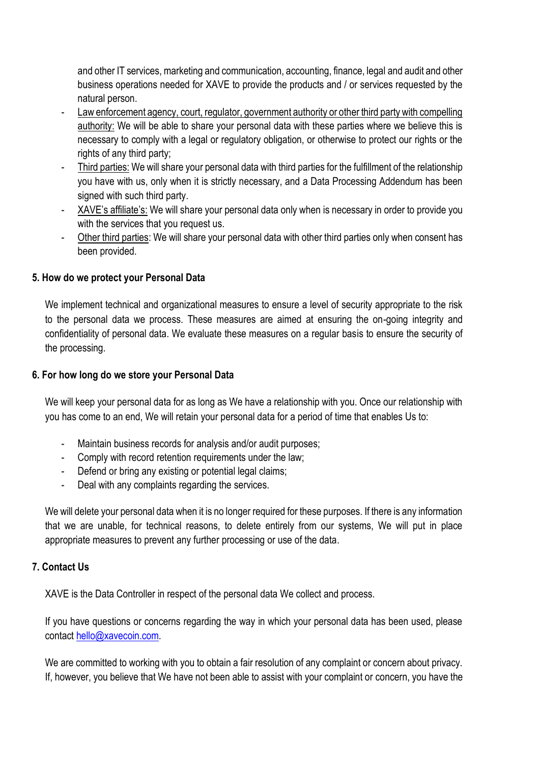and other IT services, marketing and communication, accounting, finance, legal and audit and other business operations needed for XAVE to provide the products and / or services requested by the natural person.

- Law enforcement agency, court, regulator, government authority or other third party with compelling authority: We will be able to share your personal data with these parties where we believe this is necessary to comply with a legal or regulatory obligation, or otherwise to protect our rights or the rights of any third party;
- Third parties: We will share your personal data with third parties for the fulfillment of the relationship you have with us, only when it is strictly necessary, and a Data Processing Addendum has been signed with such third party.
- XAVE's affiliate's: We will share your personal data only when is necessary in order to provide you with the services that you request us.
- Other third parties: We will share your personal data with other third parties only when consent has been provided.

### 5. How do we protect your Personal Data

We implement technical and organizational measures to ensure a level of security appropriate to the risk to the personal data we process. These measures are aimed at ensuring the on-going integrity and confidentiality of personal data. We evaluate these measures on a regular basis to ensure the security of the processing.

### 6. For how long do we store your Personal Data

We will keep your personal data for as long as We have a relationship with you. Once our relationship with you has come to an end, We will retain your personal data for a period of time that enables Us to:

- Maintain business records for analysis and/or audit purposes;
- Comply with record retention requirements under the law;
- Defend or bring any existing or potential legal claims;
- Deal with any complaints regarding the services.

We will delete your personal data when it is no longer required for these purposes. If there is any information that we are unable, for technical reasons, to delete entirely from our systems, We will put in place appropriate measures to prevent any further processing or use of the data.

### 7. Contact Us

XAVE is the Data Controller in respect of the personal data We collect and process.

If you have questions or concerns regarding the way in which your personal data has been used, please contact hello@xavecoin.com.

We are committed to working with you to obtain a fair resolution of any complaint or concern about privacy. If, however, you believe that We have not been able to assist with your complaint or concern, you have the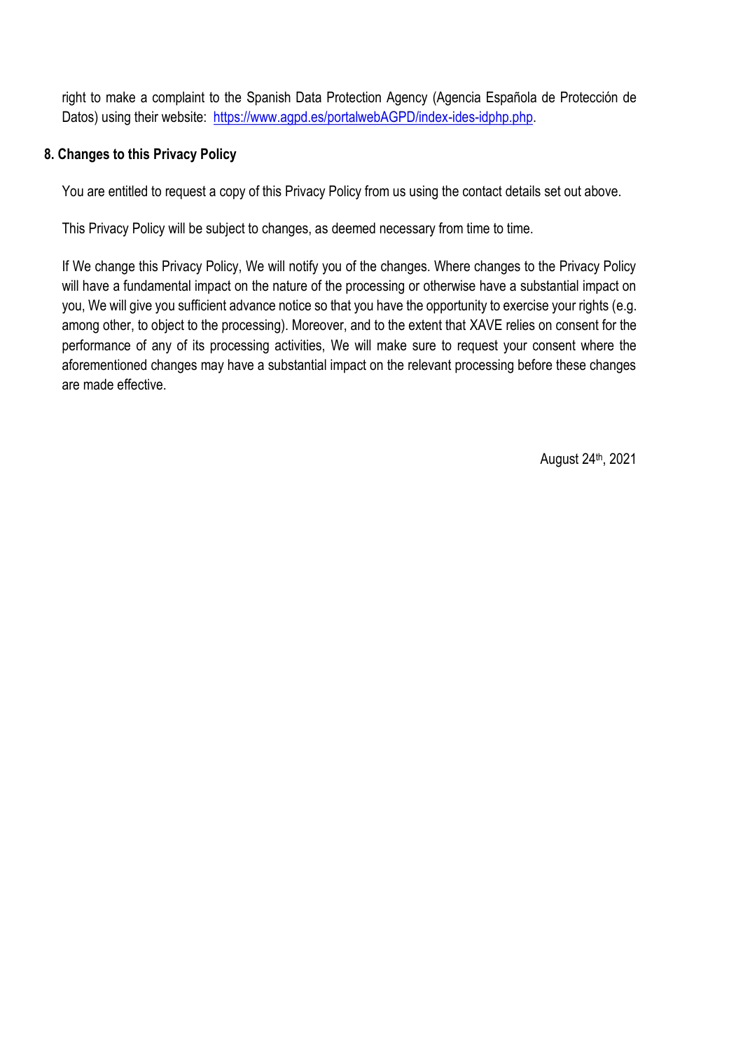right to make a complaint to the Spanish Data Protection Agency (Agencia Española de Protección de Datos) using their website: [https://www.agpd.es/portalwebAGPD/index-ides-idphp.php](https://www.agpd.es/portalwebAGPD/index-ides-idphp.php).

**8. Changes to this Privacy Policy**

You are entitled to request a copy of this Privacy Policy from us using the contact details set out above.

This Privacy Policy will be subject to changes, as deemed necessary from time to time.

If We change this Privacy Policy, We will notify you of the changes. Where changes to the Privacy Policy will have a fundamental impact on the nature of the processing or otherwise have a substantial impact on you, We will give you sufficient advance notice so that you have the opportunity to exercise your rights (e.g. among other, to object to the processing). Moreover, and to the extent that XAVE relies on consent for the performance of any of its processing activities, We will make sure to request your consent where the aforementioned changes may have a substantial impact on the relevant processing before these changes are made effective.

August 24th, 2021